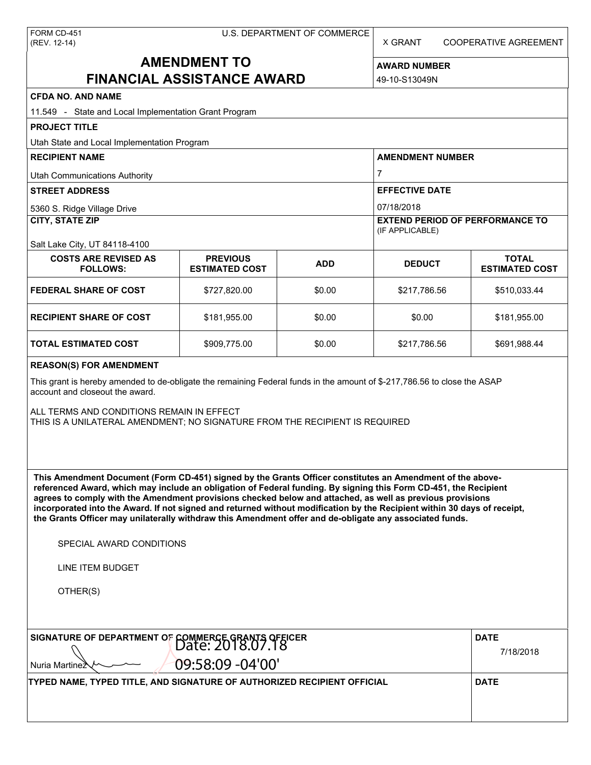FORM CD-451
(REV. 12-14)

U.S. DEPARTMENT OF COMMERCE

X GRANT COOPERATIVE AGREEMENT

# AMENDMENT TO FINANCIAL ASSISTANCE AWARD

**AWARD NUMBER**
49-10-S13049N

**CFDA NO. AND NAME**
11.549 - State and Local Implementation Grant Program

**PROJECT TITLE**
Utah State and Local Implementation Program

**RECIPIENT NAME**
Utah Communications Authority

**AMENDMENT NUMBER**
7

**STREET ADDRESS**
5360 S. Ridge Village Drive

**EFFECTIVE DATE**
07/18/2018

**CITY, STATE ZIP**
Salt Lake City, UT 84118-4100

**EXTEND PERIOD OF PERFORMANCE TO** (IF APPLICABLE)

| COSTS ARE REVISED AS FOLLOWS: | PREVIOUS ESTIMATED COST | ADD | DEDUCT | TOTAL ESTIMATED COST |
|---|---|---|---|---|
| FEDERAL SHARE OF COST | $727,820.00 | $0.00 | $217,786.56 | $510,033.44 |
| RECIPIENT SHARE OF COST | $181,955.00 | $0.00 | $0.00 | $181,955.00 |
| TOTAL ESTIMATED COST | $909,775.00 | $0.00 | $217,786.56 | $691,988.44 |

**REASON(S) FOR AMENDMENT**

This grant is hereby amended to de-obligate the remaining Federal funds in the amount of $-217,786.56 to close the ASAP account and closeout the award.

ALL TERMS AND CONDITIONS REMAIN IN EFFECT
THIS IS A UNILATERAL AMENDMENT; NO SIGNATURE FROM THE RECIPIENT IS REQUIRED

**This Amendment Document (Form CD-451) signed by the Grants Officer constitutes an Amendment of the above-referenced Award, which may include an obligation of Federal funding. By signing this Form CD-451, the Recipient agrees to comply with the Amendment provisions checked below and attached, as well as previous provisions incorporated into the Award. If not signed and returned without modification by the Recipient within 30 days of receipt, the Grants Officer may unilaterally withdraw this Amendment offer and de-obligate any associated funds.**

SPECIAL AWARD CONDITIONS

LINE ITEM BUDGET

OTHER(S)

**SIGNATURE OF DEPARTMENT OF COMMERCE GRANTS OFFICER**
Nuria Martinez
Date: 2018.07.18 09:58:09 -04'00'

**DATE**
7/18/2018

**TYPED NAME, TYPED TITLE, AND SIGNATURE OF AUTHORIZED RECIPIENT OFFICIAL**

**DATE**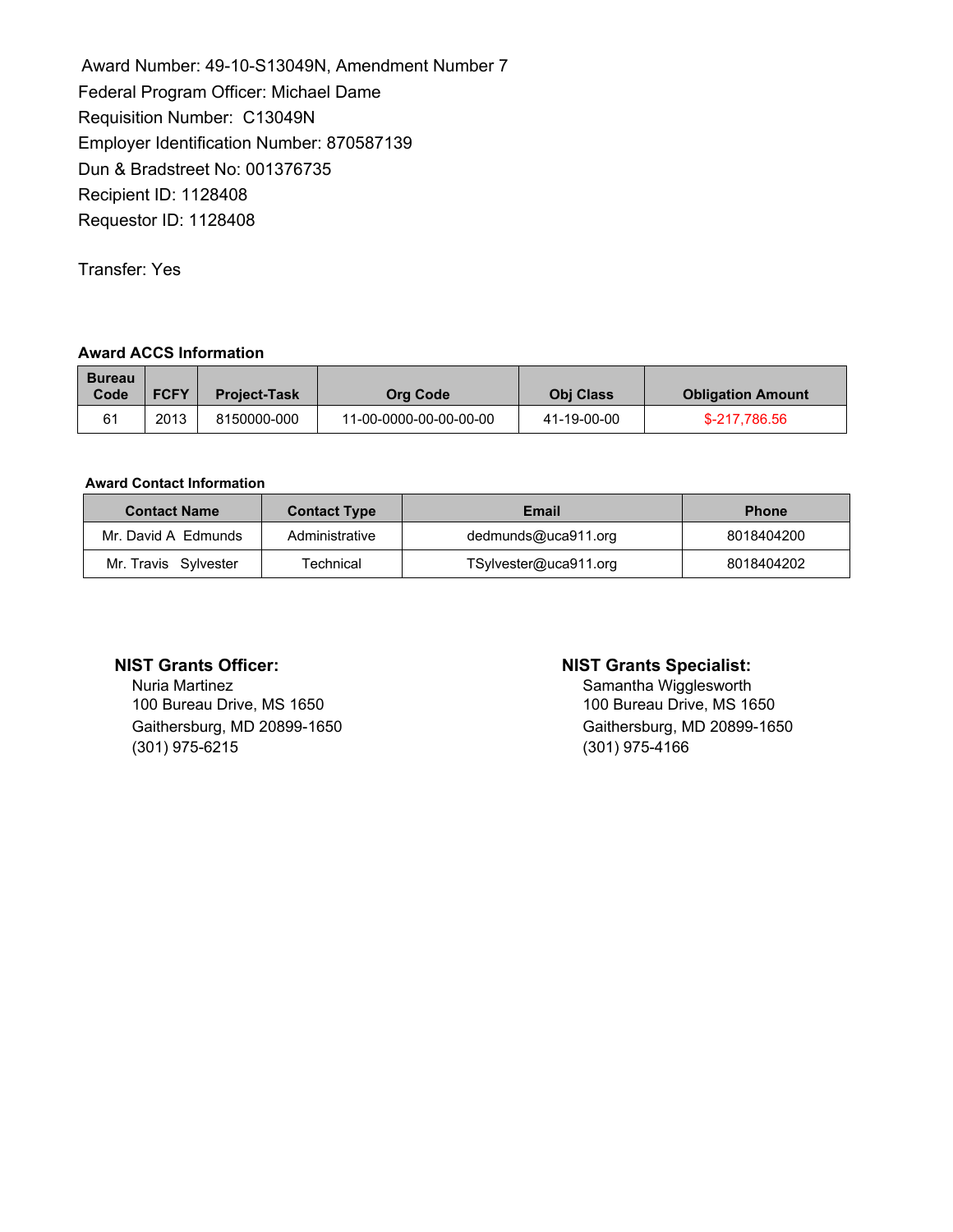Award Number: 49-10-S13049N, Amendment Number 7
Federal Program Officer: Michael Dame
Requisition Number: C13049N
Employer Identification Number: 870587139
Dun & Bradstreet No: 001376735
Recipient ID: 1128408
Requestor ID: 1128408

Transfer: Yes

**Award ACCS Information**

| Bureau Code | FCFY | Project-Task | Org Code | Obj Class | Obligation Amount |
|---|---|---|---|---|---|
| 61 | 2013 | 8150000-000 | 11-00-0000-00-00-00-00 | 41-19-00-00 | $-217,786.56 |

**Award Contact Information**

| Contact Name | Contact Type | Email | Phone |
|---|---|---|---|
| Mr. David A Edmunds | Administrative | dedmunds@uca911.org | 8018404200 |
| Mr. Travis Sylvester | Technical | TSylvester@uca911.org | 8018404202 |

**NIST Grants Officer:**
Nuria Martinez
100 Bureau Drive, MS 1650
Gaithersburg, MD 20899-1650
(301) 975-6215

**NIST Grants Specialist:**
Samantha Wigglesworth
100 Bureau Drive, MS 1650
Gaithersburg, MD 20899-1650
(301) 975-4166